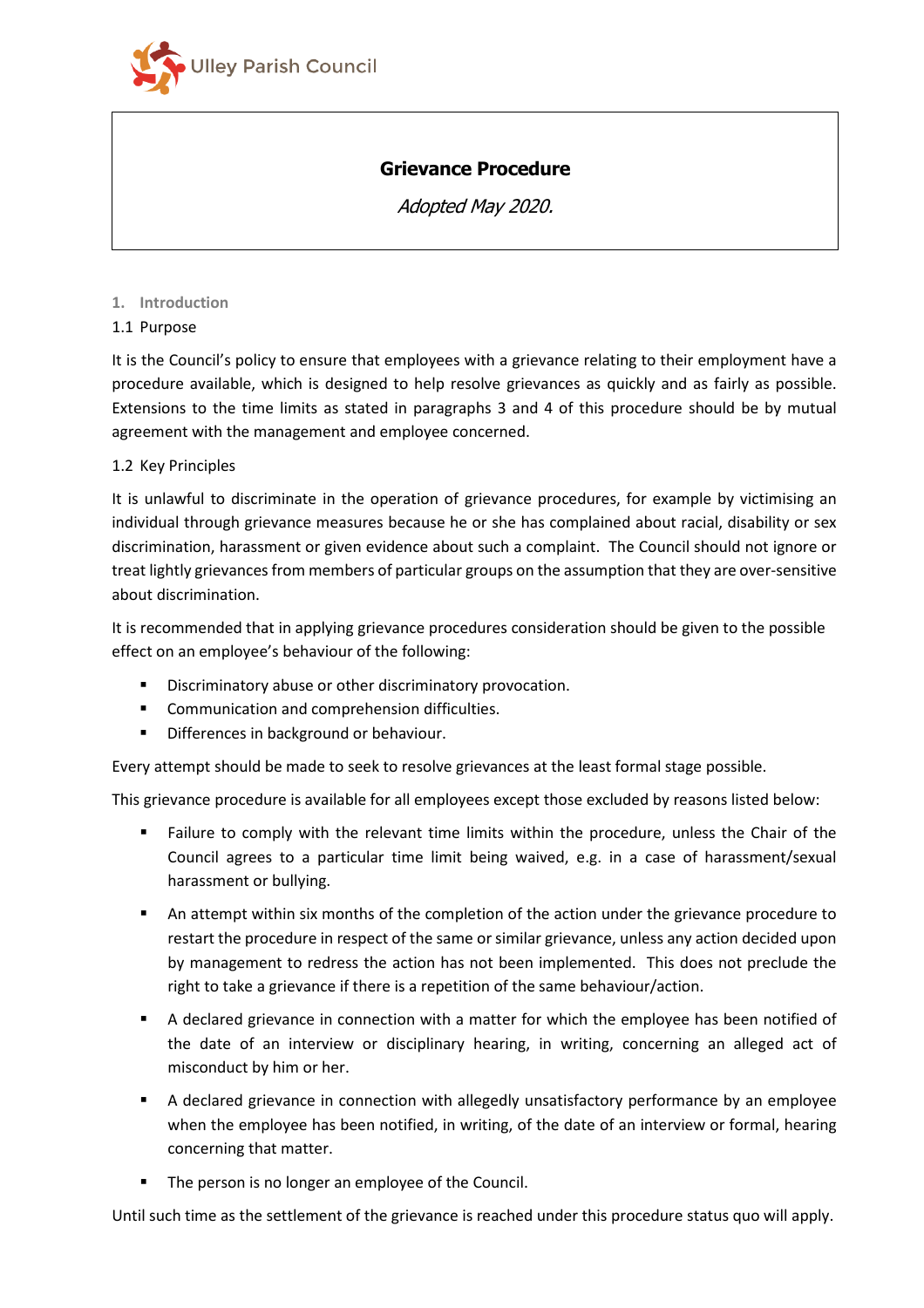Ulley Parish Council

# Grievance Procedure

*Adopted May 2020.*

## 1. Introduction

### 1.1 Purpose

It is the Council's policy to ensure that employees with a grievance relating to their employment have a procedure available, which is designed to help resolve grievances as quickly and as fairly as possible. Extensions to the time limits as stated in paragraphs 3 and 4 of this procedure should be by mutual agreement with the management and employee concerned.

### 1.2 Key Principles

It is unlawful to discriminate in the operation of grievance procedures, for example by victimising an individual through grievance measures because he or she has complained about racial, disability or sex discrimination, harassment or given evidence about such a complaint. The Council should not ignore or treat lightly grievances from members of particular groups on the assumption that they are over-sensitive about discrimination.

It is recommended that in applying grievance procedures consideration should be given to the possible effect on an employee's behaviour of the following:

- Discriminatory abuse or other discriminatory provocation.
- Communication and comprehension difficulties.
- Differences in background or behaviour.

Every attempt should be made to seek to resolve grievances at the least formal stage possible.

This grievance procedure is available for all employees except those excluded by reasons listed below:

- Failure to comply with the relevant time limits within the procedure, unless the Chair of the Council agrees to a particular time limit being waived, e.g. in a case of harassment/sexual harassment or bullying.
- An attempt within six months of the completion of the action under the grievance procedure to restart the procedure in respect of the same or similar grievance, unless any action decided upon by management to redress the action has not been implemented. This does not preclude the right to take a grievance if there is a repetition of the same behaviour/action.
- A declared grievance in connection with a matter for which the employee has been notified of the date of an interview or disciplinary hearing, in writing, concerning an alleged act of misconduct by him or her.
- A declared grievance in connection with allegedly unsatisfactory performance by an employee when the employee has been notified, in writing, of the date of an interview or formal, hearing concerning that matter.
- The person is no longer an employee of the Council.

Until such time as the settlement of the grievance is reached under this procedure status quo will apply.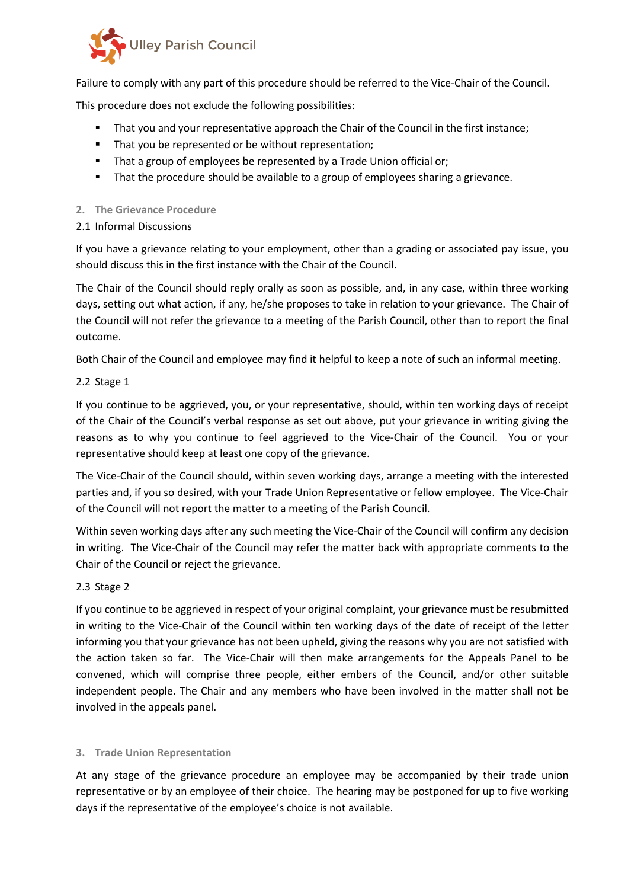Failure to comply with any part of this procedure should be referred to the Vice-Chair of the Council.

This procedure does not exclude the following possibilities:

- That you and your representative approach the Chair of the Council in the first instance;
- That you be represented or be without representation;
- That a group of employees be represented by a Trade Union official or;
- That the procedure should be available to a group of employees sharing a grievance.

## 2. The Grievance Procedure

### 2.1 Informal Discussions

If you have a grievance relating to your employment, other than a grading or associated pay issue, you should discuss this in the first instance with the Chair of the Council.

The Chair of the Council should reply orally as soon as possible, and, in any case, within three working days, setting out what action, if any, he/she proposes to take in relation to your grievance. The Chair of the Council will not refer the grievance to a meeting of the Parish Council, other than to report the final outcome.

Both Chair of the Council and employee may find it helpful to keep a note of such an informal meeting.

### 2.2 Stage 1

If you continue to be aggrieved, you, or your representative, should, within ten working days of receipt of the Chair of the Council's verbal response as set out above, put your grievance in writing giving the reasons as to why you continue to feel aggrieved to the Vice-Chair of the Council. You or your representative should keep at least one copy of the grievance.

The Vice-Chair of the Council should, within seven working days, arrange a meeting with the interested parties and, if you so desired, with your Trade Union Representative or fellow employee. The Vice-Chair of the Council will not report the matter to a meeting of the Parish Council.

Within seven working days after any such meeting the Vice-Chair of the Council will confirm any decision in writing. The Vice-Chair of the Council may refer the matter back with appropriate comments to the Chair of the Council or reject the grievance.

### 2.3 Stage 2

If you continue to be aggrieved in respect of your original complaint, your grievance must be resubmitted in writing to the Vice-Chair of the Council within ten working days of the date of receipt of the letter informing you that your grievance has not been upheld, giving the reasons why you are not satisfied with the action taken so far. The Vice-Chair will then make arrangements for the Appeals Panel to be convened, which will comprise three people, either embers of the Council, and/or other suitable independent people. The Chair and any members who have been involved in the matter shall not be involved in the appeals panel.

## 3. Trade Union Representation

At any stage of the grievance procedure an employee may be accompanied by their trade union representative or by an employee of their choice. The hearing may be postponed for up to five working days if the representative of the employee's choice is not available.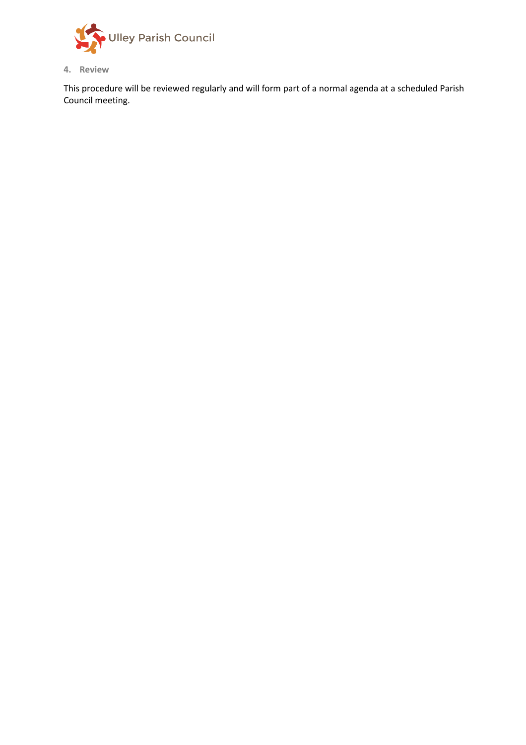## 4. Review

This procedure will be reviewed regularly and will form part of a normal agenda at a scheduled Parish Council meeting.